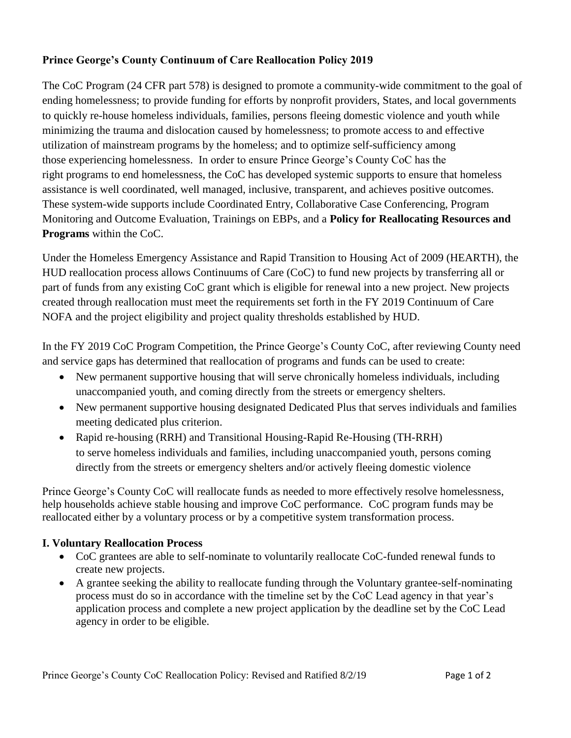**Prince George's County Continuum of Care Reallocation Policy 2019**

The CoC Program (24 CFR part 578) is designed to promote a community-wide commitment to the goal of ending homelessness; to provide funding for efforts by nonprofit providers, States, and local governments to quickly re-house homeless individuals, families, persons fleeing domestic violence and youth while minimizing the trauma and dislocation caused by homelessness; to promote access to and effective utilization of mainstream programs by the homeless; and to optimize self-sufficiency among those experiencing homelessness. In order to ensure Prince George's County CoC has the right programs to end homelessness, the CoC has developed systemic supports to ensure that homeless assistance is well coordinated, well managed, inclusive, transparent, and achieves positive outcomes. These system-wide supports include Coordinated Entry, Collaborative Case Conferencing, Program Monitoring and Outcome Evaluation, Trainings on EBPs, and a **Policy for Reallocating Resources and Programs** within the CoC.

Under the Homeless Emergency Assistance and Rapid Transition to Housing Act of 2009 (HEARTH), the HUD reallocation process allows Continuums of Care (CoC) to fund new projects by transferring all or part of funds from any existing CoC grant which is eligible for renewal into a new project. New projects created through reallocation must meet the requirements set forth in the FY 2019 Continuum of Care NOFA and the project eligibility and project quality thresholds established by HUD.

In the FY 2019 CoC Program Competition, the Prince George's County CoC, after reviewing County need and service gaps has determined that reallocation of programs and funds can be used to create:

- New permanent supportive housing that will serve chronically homeless individuals, including unaccompanied youth, and coming directly from the streets or emergency shelters.
- New permanent supportive housing designated Dedicated Plus that serves individuals and families meeting dedicated plus criterion.
- Rapid re-housing (RRH) and Transitional Housing-Rapid Re-Housing (TH-RRH) to serve homeless individuals and families, including unaccompanied youth, persons coming directly from the streets or emergency shelters and/or actively fleeing domestic violence

Prince George's County CoC will reallocate funds as needed to more effectively resolve homelessness, help households achieve stable housing and improve CoC performance. CoC program funds may be reallocated either by a voluntary process or by a competitive system transformation process.

**I. Voluntary Reallocation Process**

- CoC grantees are able to self-nominate to voluntarily reallocate CoC-funded renewal funds to create new projects.
- A grantee seeking the ability to reallocate funding through the Voluntary grantee-self-nominating process must do so in accordance with the timeline set by the CoC Lead agency in that year's application process and complete a new project application by the deadline set by the CoC Lead agency in order to be eligible.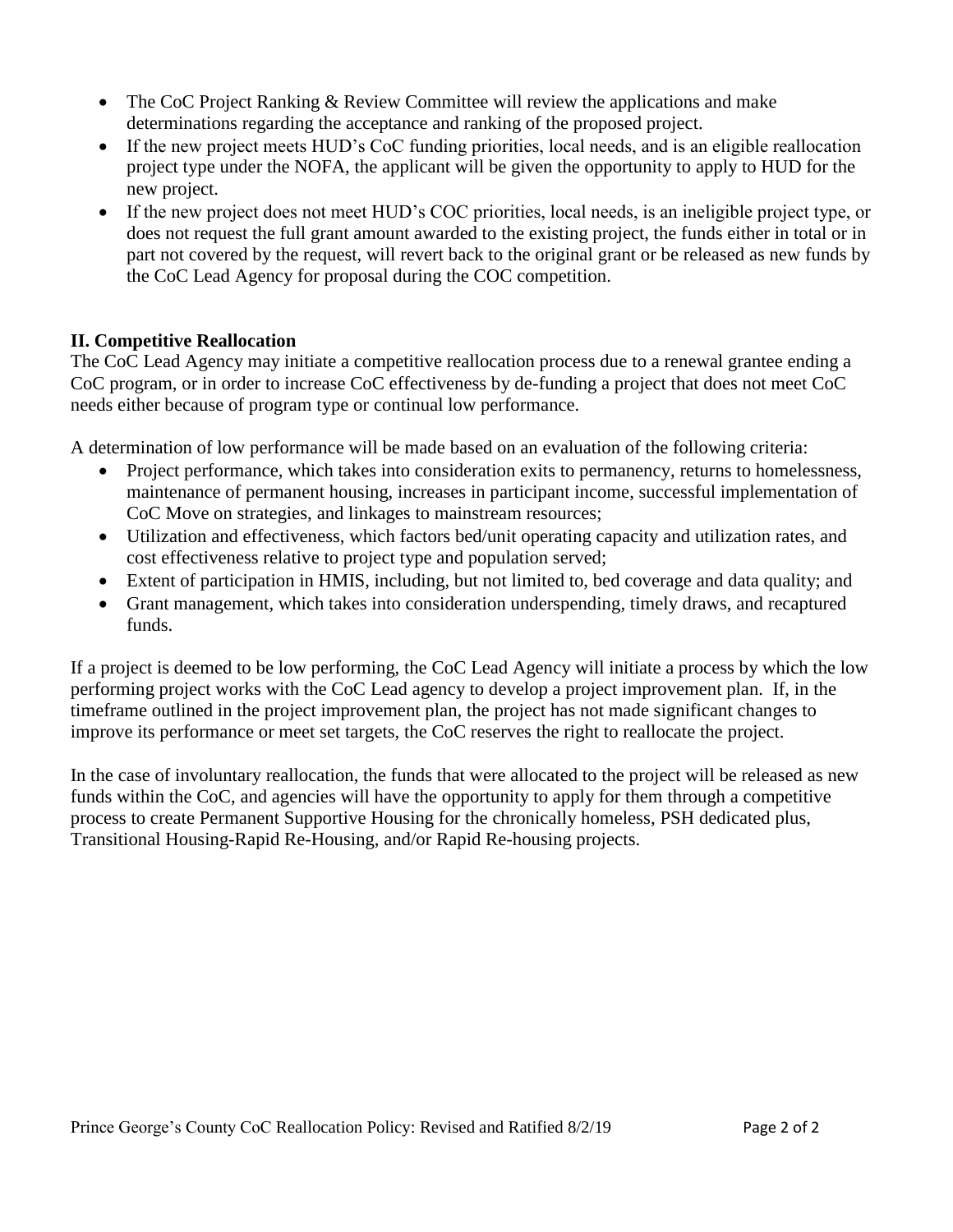- The CoC Project Ranking & Review Committee will review the applications and make determinations regarding the acceptance and ranking of the proposed project.
- If the new project meets HUD's CoC funding priorities, local needs, and is an eligible reallocation project type under the NOFA, the applicant will be given the opportunity to apply to HUD for the new project.
- If the new project does not meet HUD's COC priorities, local needs, is an ineligible project type, or does not request the full grant amount awarded to the existing project, the funds either in total or in part not covered by the request, will revert back to the original grant or be released as new funds by the CoC Lead Agency for proposal during the COC competition.

## II. Competitive Reallocation

The CoC Lead Agency may initiate a competitive reallocation process due to a renewal grantee ending a CoC program, or in order to increase CoC effectiveness by de-funding a project that does not meet CoC needs either because of program type or continual low performance.

A determination of low performance will be made based on an evaluation of the following criteria:

- Project performance, which takes into consideration exits to permanency, returns to homelessness, maintenance of permanent housing, increases in participant income, successful implementation of CoC Move on strategies, and linkages to mainstream resources;
- Utilization and effectiveness, which factors bed/unit operating capacity and utilization rates, and cost effectiveness relative to project type and population served;
- Extent of participation in HMIS, including, but not limited to, bed coverage and data quality; and
- Grant management, which takes into consideration underspending, timely draws, and recaptured funds.

If a project is deemed to be low performing, the CoC Lead Agency will initiate a process by which the low performing project works with the CoC Lead agency to develop a project improvement plan. If, in the timeframe outlined in the project improvement plan, the project has not made significant changes to improve its performance or meet set targets, the CoC reserves the right to reallocate the project.

In the case of involuntary reallocation, the funds that were allocated to the project will be released as new funds within the CoC, and agencies will have the opportunity to apply for them through a competitive process to create Permanent Supportive Housing for the chronically homeless, PSH dedicated plus, Transitional Housing-Rapid Re-Housing, and/or Rapid Re-housing projects.